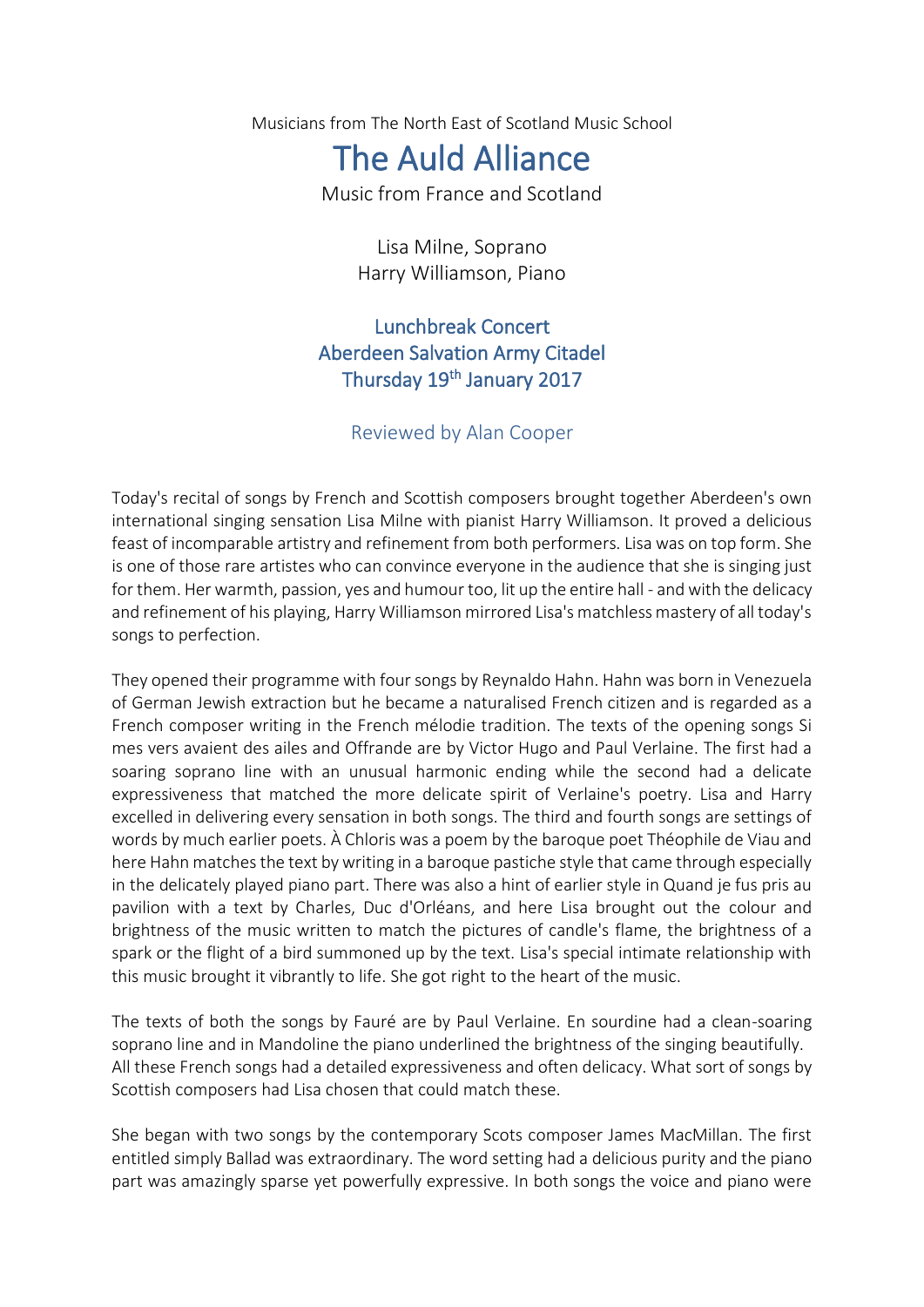Musicians from The North East of Scotland Music School

# The Auld Alliance

Music from France and Scotland

Lisa Milne, Soprano
Harry Williamson, Piano

## Lunchbreak Concert
## Aberdeen Salvation Army Citadel
## Thursday 19th January 2017

### Reviewed by Alan Cooper

Today's recital of songs by French and Scottish composers brought together Aberdeen's own international singing sensation Lisa Milne with pianist Harry Williamson. It proved a delicious feast of incomparable artistry and refinement from both performers. Lisa was on top form. She is one of those rare artistes who can convince everyone in the audience that she is singing just for them. Her warmth, passion, yes and humour too, lit up the entire hall - and with the delicacy and refinement of his playing, Harry Williamson mirrored Lisa's matchless mastery of all today's songs to perfection.

They opened their programme with four songs by Reynaldo Hahn. Hahn was born in Venezuela of German Jewish extraction but he became a naturalised French citizen and is regarded as a French composer writing in the French mélodie tradition. The texts of the opening songs Si mes vers avaient des ailes and Offrande are by Victor Hugo and Paul Verlaine. The first had a soaring soprano line with an unusual harmonic ending while the second had a delicate expressiveness that matched the more delicate spirit of Verlaine's poetry. Lisa and Harry excelled in delivering every sensation in both songs. The third and fourth songs are settings of words by much earlier poets. À Chloris was a poem by the baroque poet Théophile de Viau and here Hahn matches the text by writing in a baroque pastiche style that came through especially in the delicately played piano part. There was also a hint of earlier style in Quand je fus pris au pavilion with a text by Charles, Duc d'Orléans, and here Lisa brought out the colour and brightness of the music written to match the pictures of candle's flame, the brightness of a spark or the flight of a bird summoned up by the text. Lisa's special intimate relationship with this music brought it vibrantly to life. She got right to the heart of the music.

The texts of both the songs by Fauré are by Paul Verlaine. En sourdine had a clean-soaring soprano line and in Mandoline the piano underlined the brightness of the singing beautifully. All these French songs had a detailed expressiveness and often delicacy. What sort of songs by Scottish composers had Lisa chosen that could match these.

She began with two songs by the contemporary Scots composer James MacMillan. The first entitled simply Ballad was extraordinary. The word setting had a delicious purity and the piano part was amazingly sparse yet powerfully expressive. In both songs the voice and piano were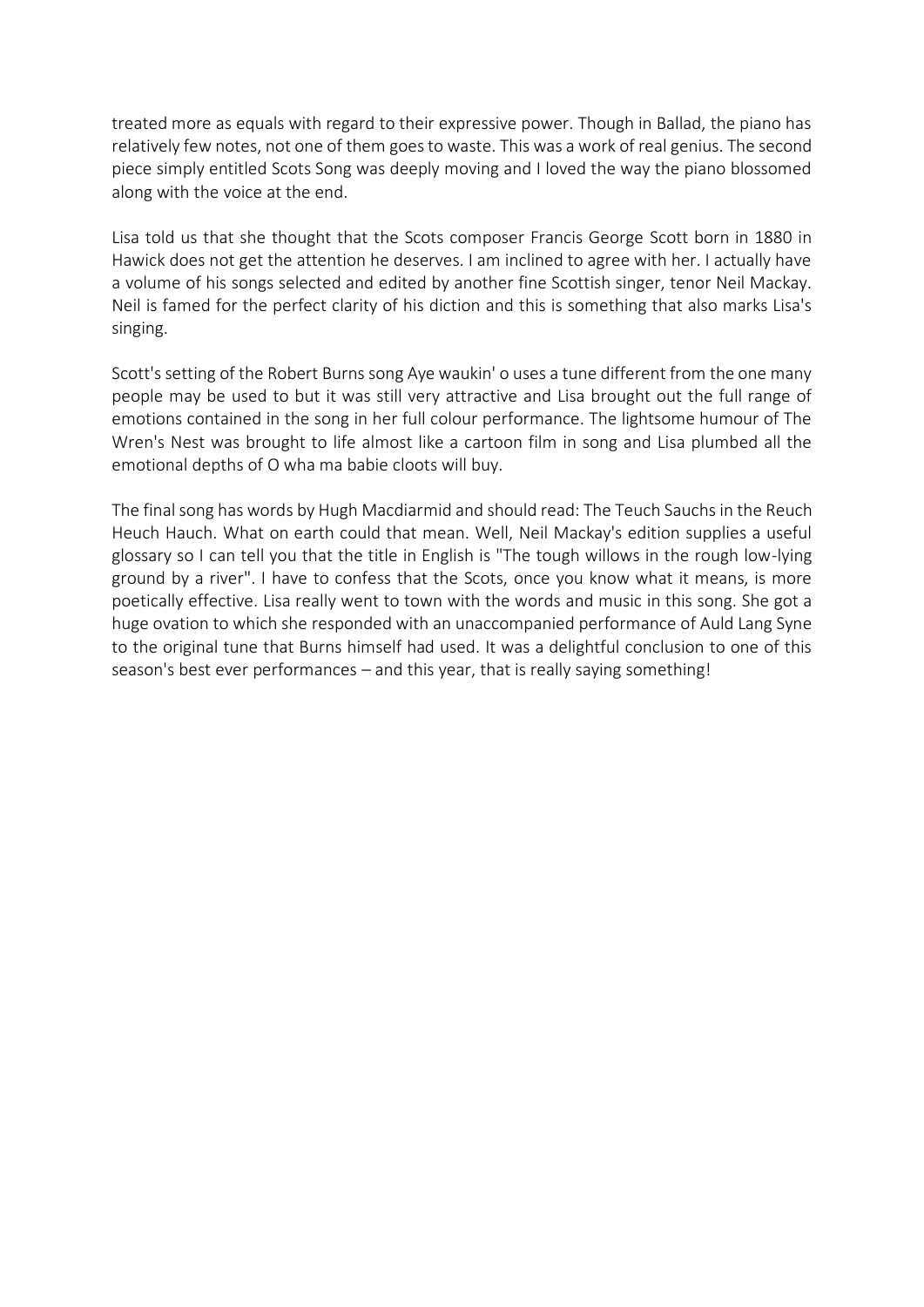treated more as equals with regard to their expressive power. Though in Ballad, the piano has relatively few notes, not one of them goes to waste. This was a work of real genius. The second piece simply entitled Scots Song was deeply moving and I loved the way the piano blossomed along with the voice at the end.

Lisa told us that she thought that the Scots composer Francis George Scott born in 1880 in Hawick does not get the attention he deserves. I am inclined to agree with her. I actually have a volume of his songs selected and edited by another fine Scottish singer, tenor Neil Mackay. Neil is famed for the perfect clarity of his diction and this is something that also marks Lisa's singing.

Scott's setting of the Robert Burns song Aye waukin' o uses a tune different from the one many people may be used to but it was still very attractive and Lisa brought out the full range of emotions contained in the song in her full colour performance. The lightsome humour of The Wren's Nest was brought to life almost like a cartoon film in song and Lisa plumbed all the emotional depths of O wha ma babie cloots will buy.

The final song has words by Hugh Macdiarmid and should read: The Teuch Sauchs in the Reuch Heuch Hauch. What on earth could that mean. Well, Neil Mackay's edition supplies a useful glossary so I can tell you that the title in English is "The tough willows in the rough low-lying ground by a river". I have to confess that the Scots, once you know what it means, is more poetically effective. Lisa really went to town with the words and music in this song. She got a huge ovation to which she responded with an unaccompanied performance of Auld Lang Syne to the original tune that Burns himself had used. It was a delightful conclusion to one of this season's best ever performances – and this year, that is really saying something!